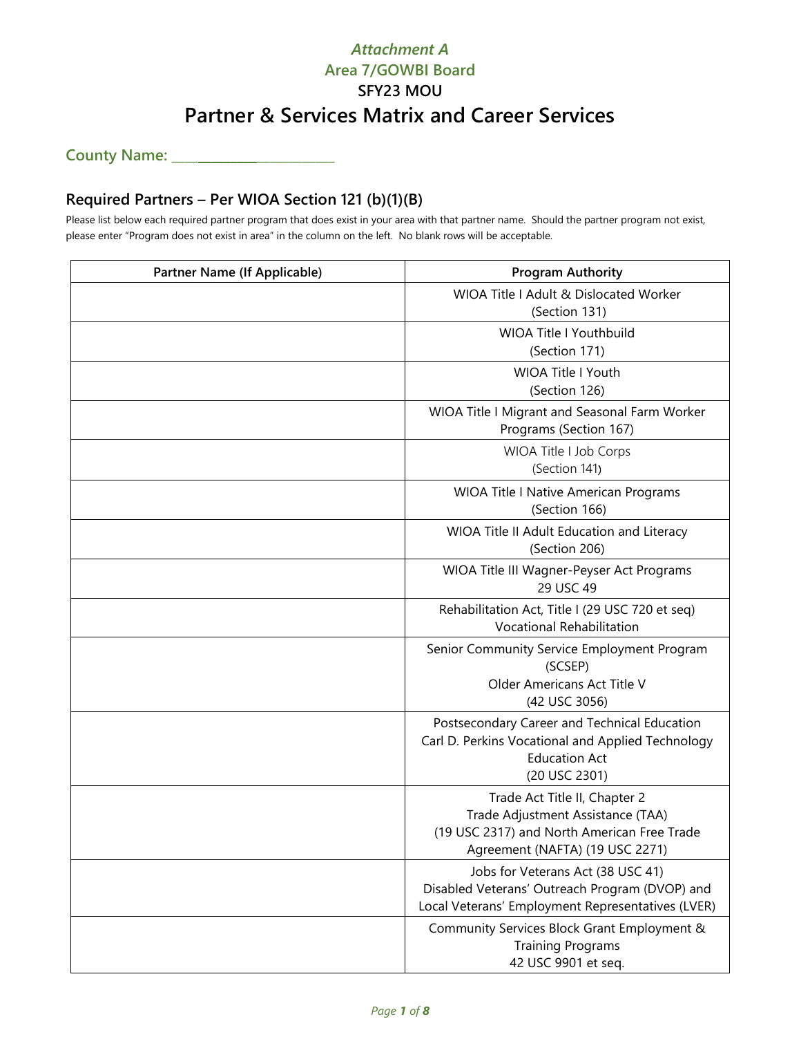*Attachment A*

**Area 7/GOWBI Board**

**SFY23 MOU**

# Partner & Services Matrix and Career Services

**County Name: ________________________**

## Required Partners – Per WIOA Section 121 (b)(1)(B)

Please list below each required partner program that does exist in your area with that partner name. Should the partner program not exist, please enter "Program does not exist in area" in the column on the left. No blank rows will be acceptable.

| Partner Name (If Applicable) | Program Authority |
|---|---|
| | WIOA Title I Adult & Dislocated Worker (Section 131) |
| | WIOA Title I Youthbuild (Section 171) |
| | WIOA Title I Youth (Section 126) |
| | WIOA Title I Migrant and Seasonal Farm Worker Programs (Section 167) |
| | WIOA Title I Job Corps (Section 141) |
| | WIOA Title I Native American Programs (Section 166) |
| | WIOA Title II Adult Education and Literacy (Section 206) |
| | WIOA Title III Wagner-Peyser Act Programs 29 USC 49 |
| | Rehabilitation Act, Title I (29 USC 720 et seq) Vocational Rehabilitation |
| | Senior Community Service Employment Program (SCSEP) Older Americans Act Title V (42 USC 3056) |
| | Postsecondary Career and Technical Education Carl D. Perkins Vocational and Applied Technology Education Act (20 USC 2301) |
| | Trade Act Title II, Chapter 2 Trade Adjustment Assistance (TAA) (19 USC 2317) and North American Free Trade Agreement (NAFTA) (19 USC 2271) |
| | Jobs for Veterans Act (38 USC 41) Disabled Veterans' Outreach Program (DVOP) and Local Veterans' Employment Representatives (LVER) |
| | Community Services Block Grant Employment & Training Programs 42 USC 9901 et seq. |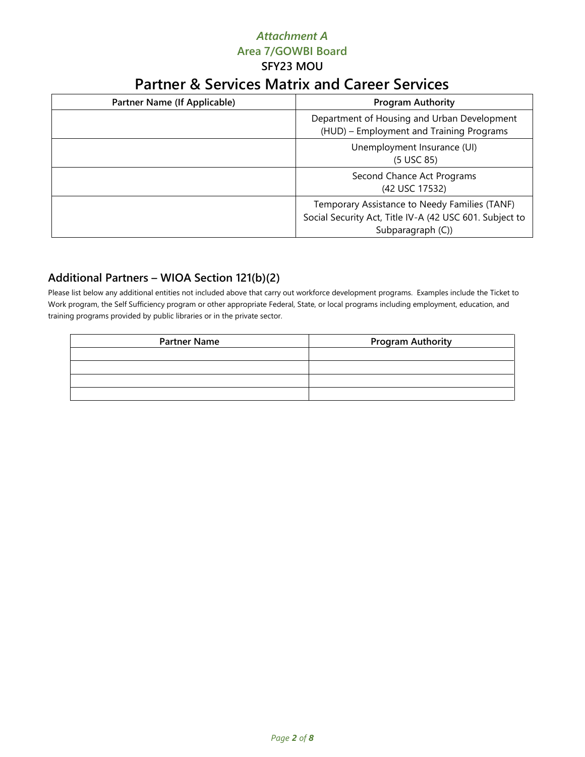*Attachment A*

**Area 7/GOWBI Board**

**SFY23 MOU**

# Partner & Services Matrix and Career Services

| Partner Name (If Applicable) | Program Authority |
|---|---|
| | Department of Housing and Urban Development (HUD) – Employment and Training Programs |
| | Unemployment Insurance (UI) (5 USC 85) |
| | Second Chance Act Programs (42 USC 17532) |
| | Temporary Assistance to Needy Families (TANF) Social Security Act, Title IV-A (42 USC 601. Subject to Subparagraph (C)) |

## Additional Partners – WIOA Section 121(b)(2)

Please list below any additional entities not included above that carry out workforce development programs. Examples include the Ticket to Work program, the Self Sufficiency program or other appropriate Federal, State, or local programs including employment, education, and training programs provided by public libraries or in the private sector.

| Partner Name | Program Authority |
|---|---|
| | |
| | |
| | |
| | |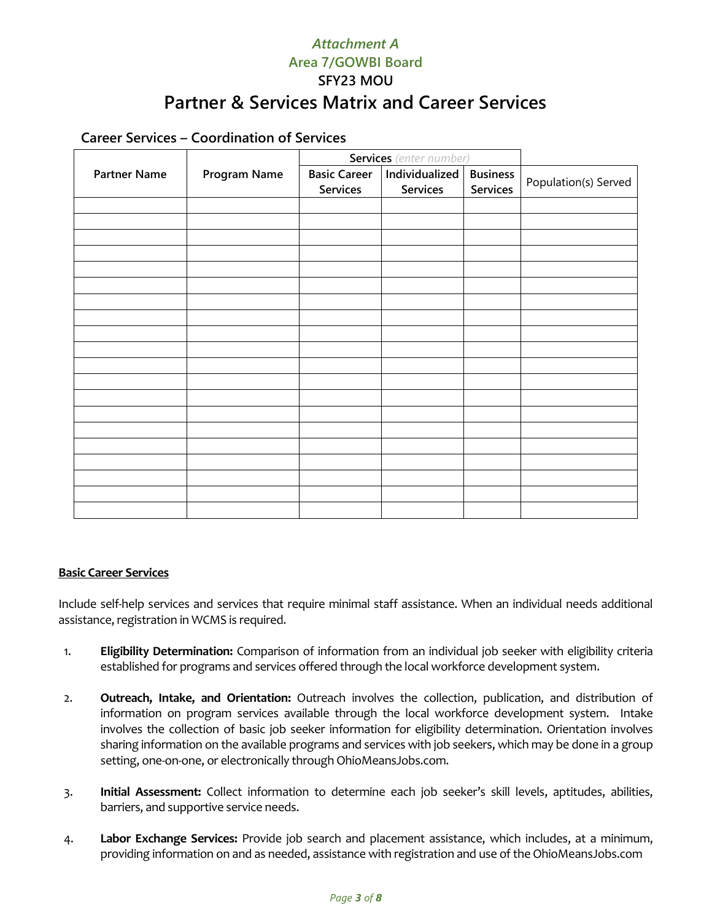*Attachment A*

**Area 7/GOWBI Board**

**SFY23 MOU**

# Partner & Services Matrix and Career Services

## Career Services – Coordination of Services

| Partner Name | Program Name | Services *(enter number)* | | | Population(s) Served |
|---|---|---|---|---|---|
| | | Basic Career Services | Individualized Services | Business Services | |
| | | | | | |
| | | | | | |
| | | | | | |
| | | | | | |
| | | | | | |
| | | | | | |
| | | | | | |
| | | | | | |
| | | | | | |
| | | | | | |
| | | | | | |
| | | | | | |
| | | | | | |
| | | | | | |
| | | | | | |
| | | | | | |
| | | | | | |
| | | | | | |
| | | | | | |
| | | | | | |

**Basic Career Services**

Include self-help services and services that require minimal staff assistance. When an individual needs additional assistance, registration in WCMS is required.

1. **Eligibility Determination:** Comparison of information from an individual job seeker with eligibility criteria established for programs and services offered through the local workforce development system.

2. **Outreach, Intake, and Orientation:** Outreach involves the collection, publication, and distribution of information on program services available through the local workforce development system. Intake involves the collection of basic job seeker information for eligibility determination. Orientation involves sharing information on the available programs and services with job seekers, which may be done in a group setting, one-on-one, or electronically through OhioMeansJobs.com.

3. **Initial Assessment:** Collect information to determine each job seeker's skill levels, aptitudes, abilities, barriers, and supportive service needs.

4. **Labor Exchange Services:** Provide job search and placement assistance, which includes, at a minimum, providing information on and as needed, assistance with registration and use of the OhioMeansJobs.com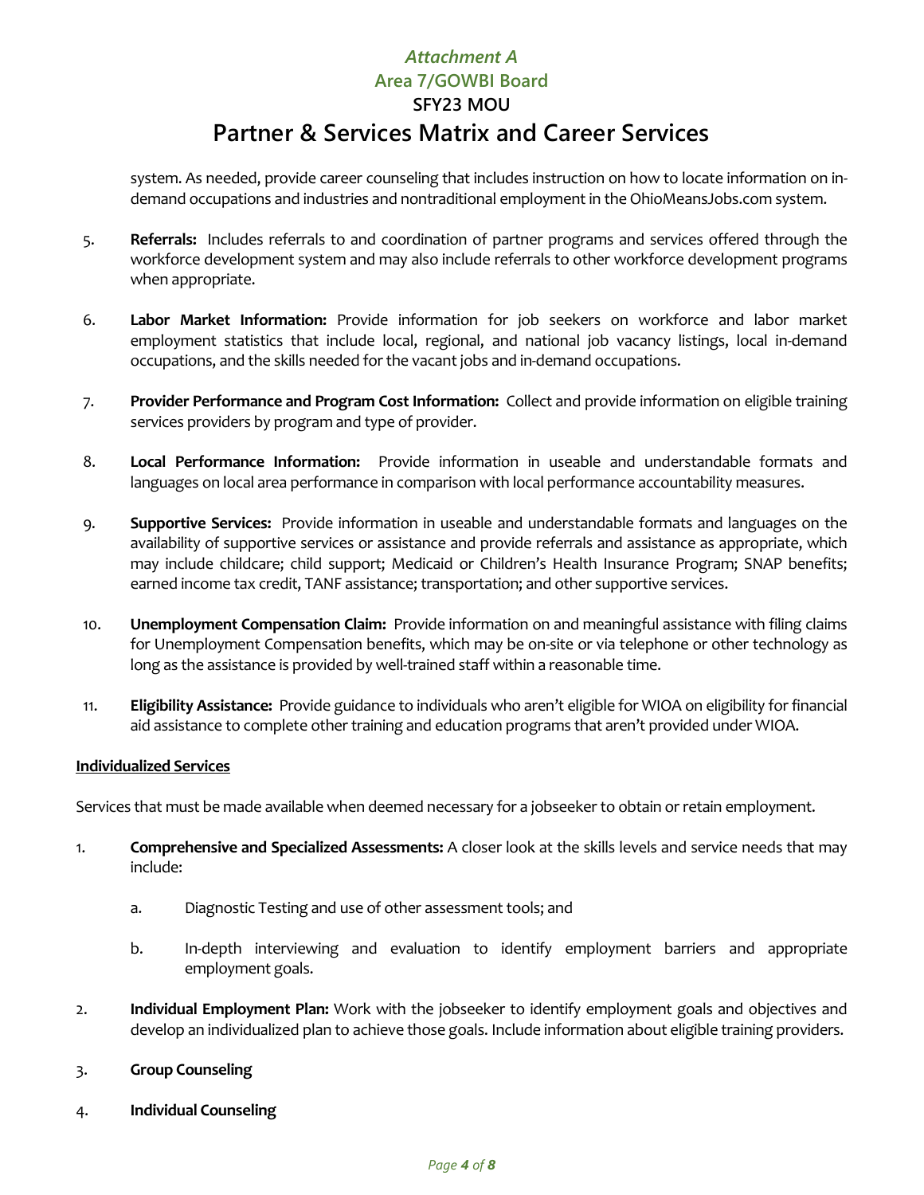system. As needed, provide career counseling that includes instruction on how to locate information on in-demand occupations and industries and nontraditional employment in the OhioMeansJobs.com system.

5. **Referrals:** Includes referrals to and coordination of partner programs and services offered through the workforce development system and may also include referrals to other workforce development programs when appropriate.

6. **Labor Market Information:** Provide information for job seekers on workforce and labor market employment statistics that include local, regional, and national job vacancy listings, local in-demand occupations, and the skills needed for the vacant jobs and in-demand occupations.

7. **Provider Performance and Program Cost Information:** Collect and provide information on eligible training services providers by program and type of provider.

8. **Local Performance Information:** Provide information in useable and understandable formats and languages on local area performance in comparison with local performance accountability measures.

9. **Supportive Services:** Provide information in useable and understandable formats and languages on the availability of supportive services or assistance and provide referrals and assistance as appropriate, which may include childcare; child support; Medicaid or Children's Health Insurance Program; SNAP benefits; earned income tax credit, TANF assistance; transportation; and other supportive services.

10. **Unemployment Compensation Claim:** Provide information on and meaningful assistance with filing claims for Unemployment Compensation benefits, which may be on-site or via telephone or other technology as long as the assistance is provided by well-trained staff within a reasonable time.

11. **Eligibility Assistance:** Provide guidance to individuals who aren't eligible for WIOA on eligibility for financial aid assistance to complete other training and education programs that aren't provided under WIOA.

<u>**Individualized Services**</u>

Services that must be made available when deemed necessary for a jobseeker to obtain or retain employment.

1. **Comprehensive and Specialized Assessments:** A closer look at the skills levels and service needs that may include:

    a. Diagnostic Testing and use of other assessment tools; and

    b. In-depth interviewing and evaluation to identify employment barriers and appropriate employment goals.

2. **Individual Employment Plan:** Work with the jobseeker to identify employment goals and objectives and develop an individualized plan to achieve those goals. Include information about eligible training providers.

3. **Group Counseling**

4. **Individual Counseling**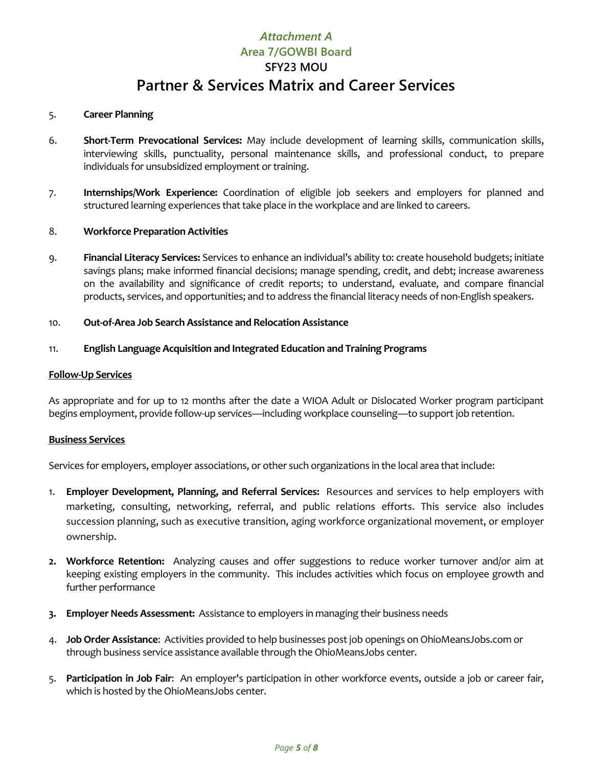5. **Career Planning**

6. **Short-Term Prevocational Services:** May include development of learning skills, communication skills, interviewing skills, punctuality, personal maintenance skills, and professional conduct, to prepare individuals for unsubsidized employment or training.

7. **Internships/Work Experience:** Coordination of eligible job seekers and employers for planned and structured learning experiences that take place in the workplace and are linked to careers.

8. **Workforce Preparation Activities**

9. **Financial Literacy Services:** Services to enhance an individual's ability to: create household budgets; initiate savings plans; make informed financial decisions; manage spending, credit, and debt; increase awareness on the availability and significance of credit reports; to understand, evaluate, and compare financial products, services, and opportunities; and to address the financial literacy needs of non-English speakers.

10. **Out-of-Area Job Search Assistance and Relocation Assistance**

11. **English Language Acquisition and Integrated Education and Training Programs**

**Follow-Up Services**

As appropriate and for up to 12 months after the date a WIOA Adult or Dislocated Worker program participant begins employment, provide follow-up services—including workplace counseling—to support job retention.

**Business Services**

Services for employers, employer associations, or other such organizations in the local area that include:

1. **Employer Development, Planning, and Referral Services:** Resources and services to help employers with marketing, consulting, networking, referral, and public relations efforts. This service also includes succession planning, such as executive transition, aging workforce organizational movement, or employer ownership.

2. **Workforce Retention:** Analyzing causes and offer suggestions to reduce worker turnover and/or aim at keeping existing employers in the community. This includes activities which focus on employee growth and further performance

3. **Employer Needs Assessment:** Assistance to employers in managing their business needs

4. **Job Order Assistance**: Activities provided to help businesses post job openings on OhioMeansJobs.com or through business service assistance available through the OhioMeansJobs center.

5. **Participation in Job Fair**: An employer's participation in other workforce events, outside a job or career fair, which is hosted by the OhioMeansJobs center.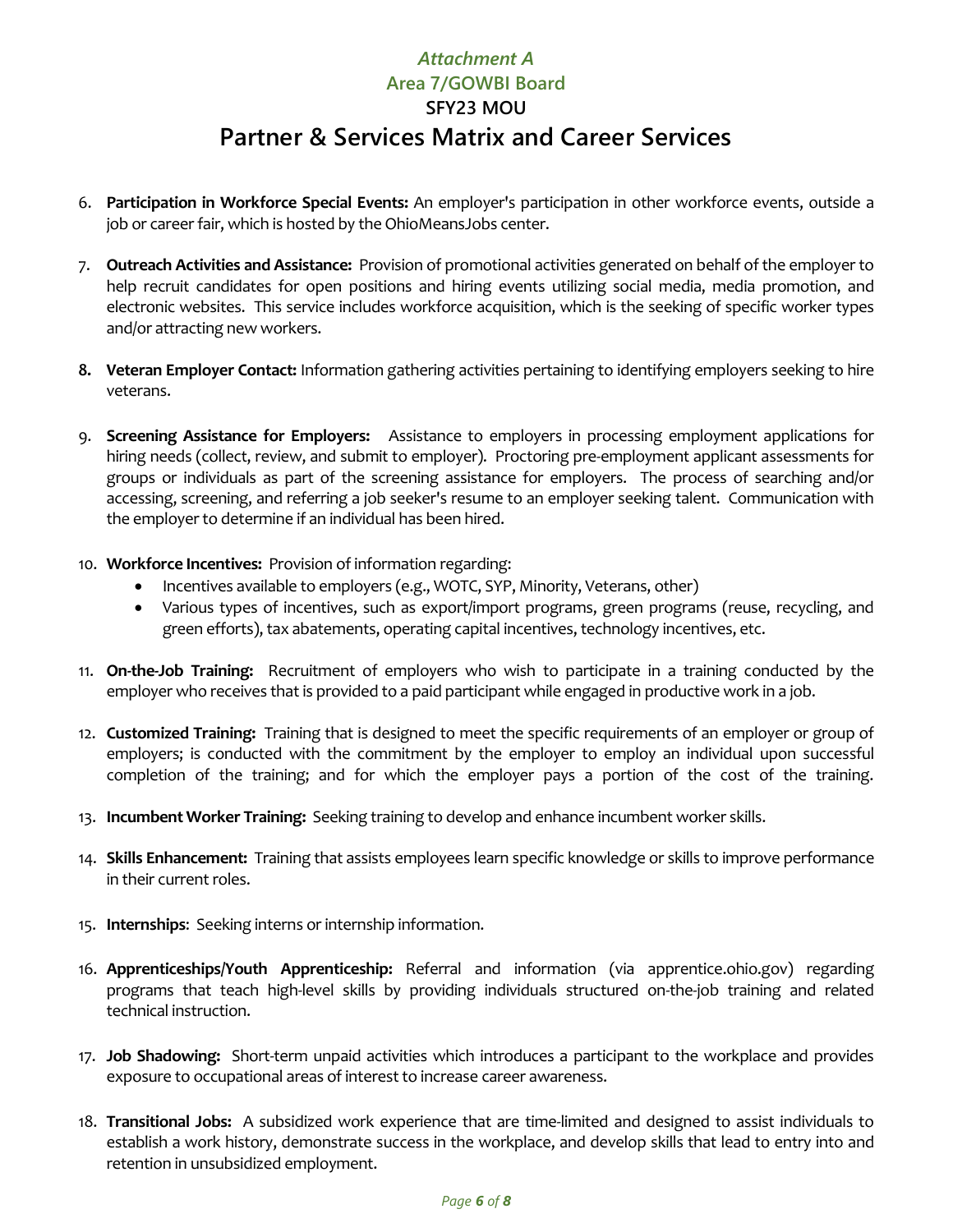6. **Participation in Workforce Special Events:** An employer's participation in other workforce events, outside a job or career fair, which is hosted by the OhioMeansJobs center.

7. **Outreach Activities and Assistance:** Provision of promotional activities generated on behalf of the employer to help recruit candidates for open positions and hiring events utilizing social media, media promotion, and electronic websites. This service includes workforce acquisition, which is the seeking of specific worker types and/or attracting new workers.

8. **Veteran Employer Contact:** Information gathering activities pertaining to identifying employers seeking to hire veterans.

9. **Screening Assistance for Employers:** Assistance to employers in processing employment applications for hiring needs (collect, review, and submit to employer). Proctoring pre-employment applicant assessments for groups or individuals as part of the screening assistance for employers. The process of searching and/or accessing, screening, and referring a job seeker's resume to an employer seeking talent. Communication with the employer to determine if an individual has been hired.

10. **Workforce Incentives:** Provision of information regarding:
    - Incentives available to employers (e.g., WOTC, SYP, Minority, Veterans, other)
    - Various types of incentives, such as export/import programs, green programs (reuse, recycling, and green efforts), tax abatements, operating capital incentives, technology incentives, etc.

11. **On-the-Job Training:** Recruitment of employers who wish to participate in a training conducted by the employer who receives that is provided to a paid participant while engaged in productive work in a job.

12. **Customized Training:** Training that is designed to meet the specific requirements of an employer or group of employers; is conducted with the commitment by the employer to employ an individual upon successful completion of the training; and for which the employer pays a portion of the cost of the training.

13. **Incumbent Worker Training:** Seeking training to develop and enhance incumbent worker skills.

14. **Skills Enhancement:** Training that assists employees learn specific knowledge or skills to improve performance in their current roles.

15. **Internships**: Seeking interns or internship information.

16. **Apprenticeships/Youth Apprenticeship:** Referral and information (via apprentice.ohio.gov) regarding programs that teach high-level skills by providing individuals structured on-the-job training and related technical instruction.

17. **Job Shadowing:** Short-term unpaid activities which introduces a participant to the workplace and provides exposure to occupational areas of interest to increase career awareness.

18. **Transitional Jobs:** A subsidized work experience that are time-limited and designed to assist individuals to establish a work history, demonstrate success in the workplace, and develop skills that lead to entry into and retention in unsubsidized employment.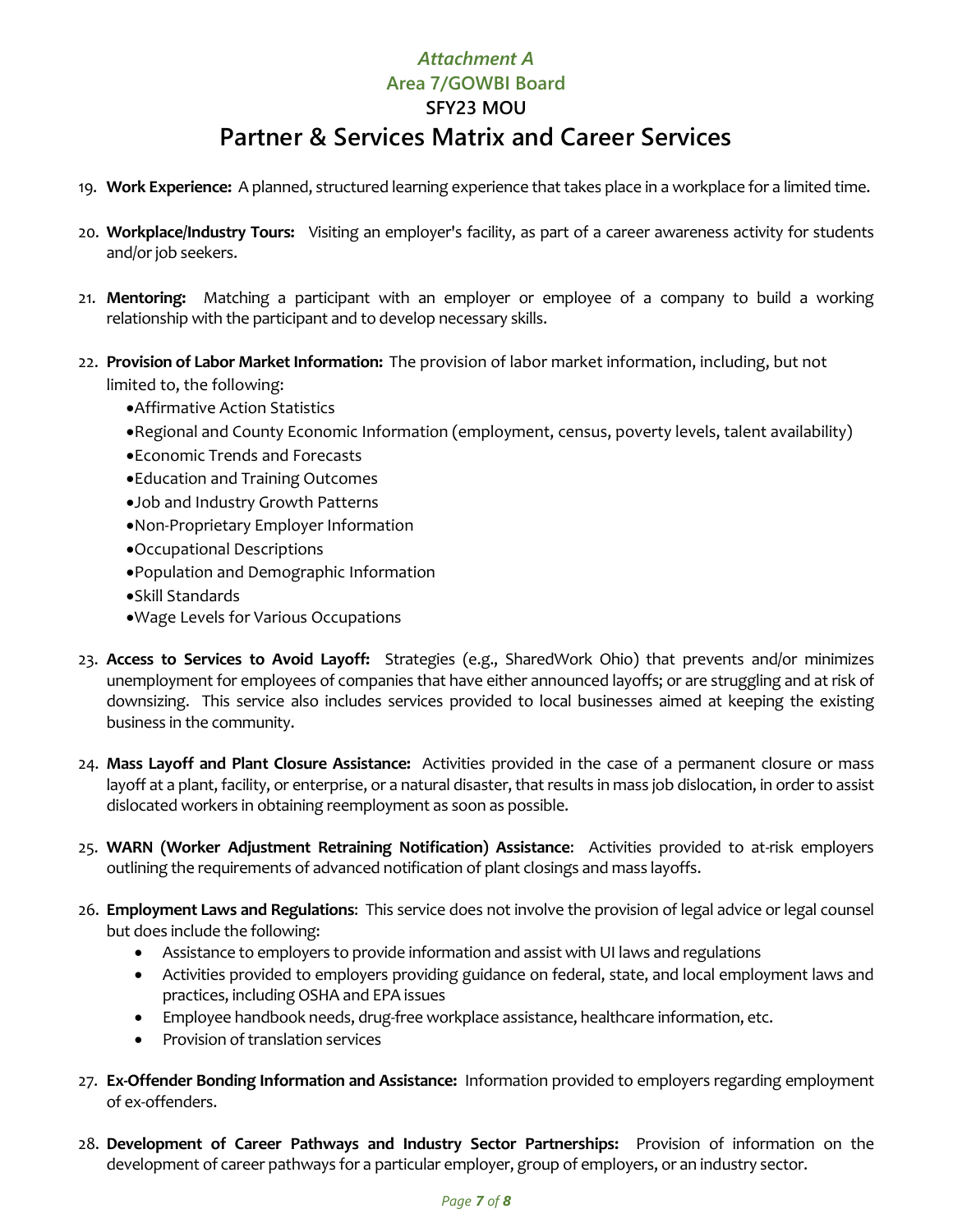*Attachment A*
**Area 7/GOWBI Board**
**SFY23 MOU**

# Partner & Services Matrix and Career Services

19. **Work Experience:** A planned, structured learning experience that takes place in a workplace for a limited time.

20. **Workplace/Industry Tours:** Visiting an employer's facility, as part of a career awareness activity for students and/or job seekers.

21. **Mentoring:** Matching a participant with an employer or employee of a company to build a working relationship with the participant and to develop necessary skills.

22. **Provision of Labor Market Information:** The provision of labor market information, including, but not limited to, the following:
    - Affirmative Action Statistics
    - Regional and County Economic Information (employment, census, poverty levels, talent availability)
    - Economic Trends and Forecasts
    - Education and Training Outcomes
    - Job and Industry Growth Patterns
    - Non-Proprietary Employer Information
    - Occupational Descriptions
    - Population and Demographic Information
    - Skill Standards
    - Wage Levels for Various Occupations

23. **Access to Services to Avoid Layoff:** Strategies (e.g., SharedWork Ohio) that prevents and/or minimizes unemployment for employees of companies that have either announced layoffs; or are struggling and at risk of downsizing. This service also includes services provided to local businesses aimed at keeping the existing business in the community.

24. **Mass Layoff and Plant Closure Assistance:** Activities provided in the case of a permanent closure or mass layoff at a plant, facility, or enterprise, or a natural disaster, that results in mass job dislocation, in order to assist dislocated workers in obtaining reemployment as soon as possible.

25. **WARN (Worker Adjustment Retraining Notification) Assistance**: Activities provided to at-risk employers outlining the requirements of advanced notification of plant closings and mass layoffs.

26. **Employment Laws and Regulations**: This service does not involve the provision of legal advice or legal counsel but does include the following:
    - Assistance to employers to provide information and assist with UI laws and regulations
    - Activities provided to employers providing guidance on federal, state, and local employment laws and practices, including OSHA and EPA issues
    - Employee handbook needs, drug-free workplace assistance, healthcare information, etc.
    - Provision of translation services

27. **Ex-Offender Bonding Information and Assistance:** Information provided to employers regarding employment of ex-offenders.

28. **Development of Career Pathways and Industry Sector Partnerships:** Provision of information on the development of career pathways for a particular employer, group of employers, or an industry sector.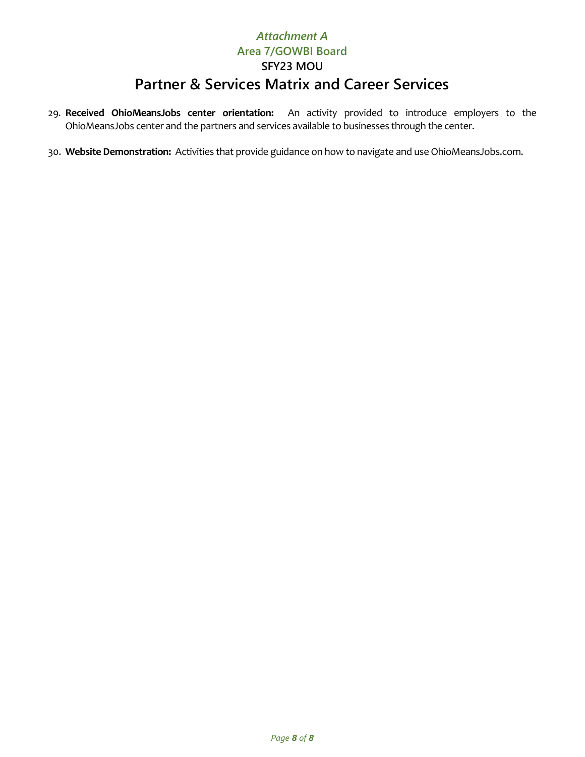29. **Received OhioMeansJobs center orientation:** An activity provided to introduce employers to the OhioMeansJobs center and the partners and services available to businesses through the center.

30. **Website Demonstration:** Activities that provide guidance on how to navigate and use OhioMeansJobs.com.